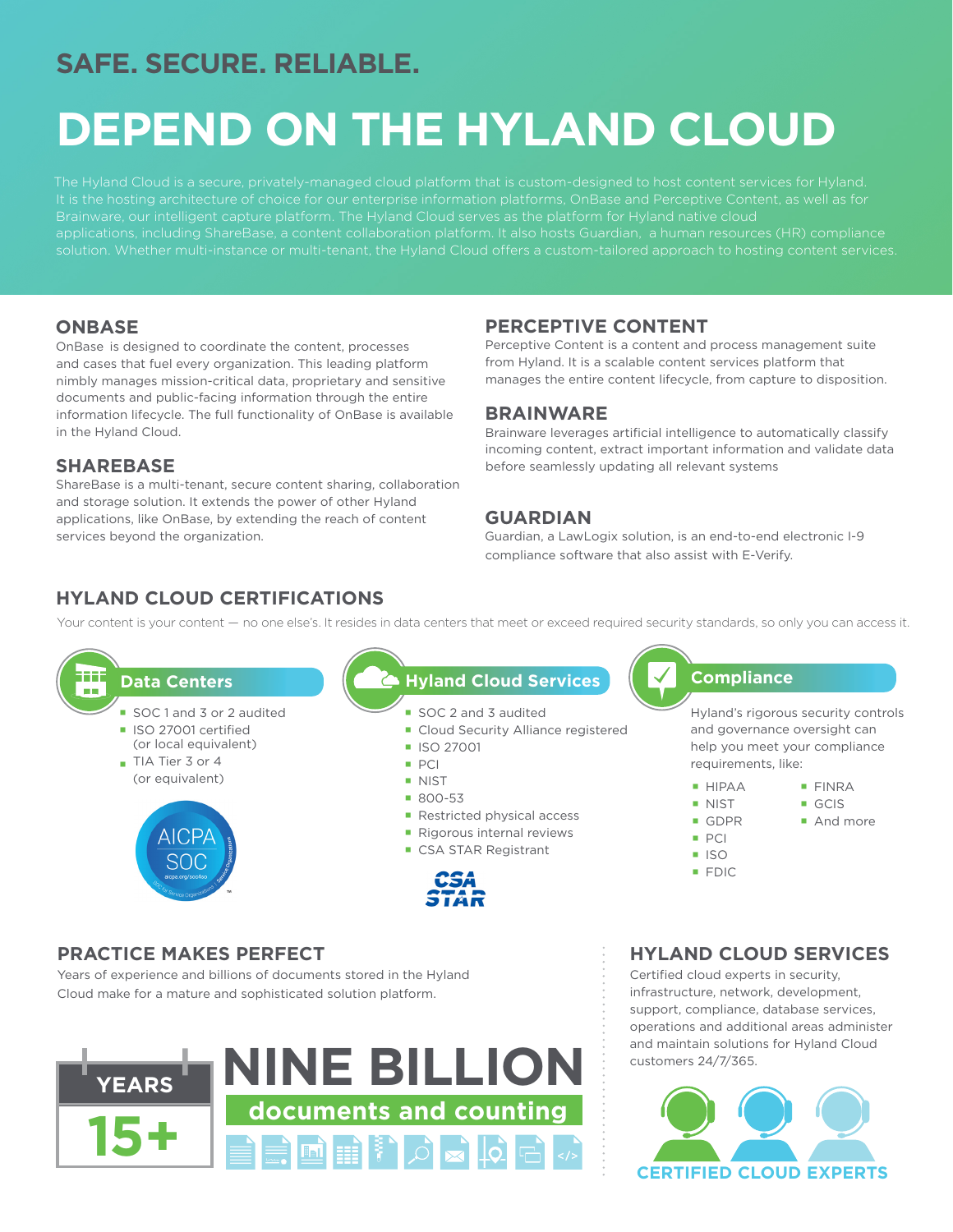## SAFE. SECURE. RELIABLE.

# DEPEND ON THE HYLAND CLOUD

The Hyland Cloud is a secure, privately-managed cloud platform that is custom-designed to host content services for Hyland. It is the hosting architecture of choice for our enterprise information platforms, OnBase and Perceptive Content, as well as for Brainware, our intelligent capture platform. The Hyland Cloud serves as the platform for Hyland native cloud applications, including ShareBase, a content collaboration platform. It also hosts Guardian, a human resources (HR) compliance solution. Whether multi-instance or multi-tenant, the Hyland Cloud offers a custom-tailored approach to hosting content services.

### ONBASE

OnBase is designed to coordinate the content, processes and cases that fuel every organization. This leading platform nimbly manages mission-critical data, proprietary and sensitive documents and public-facing information through the entire information lifecycle. The full functionality of OnBase is available in the Hyland Cloud.

### SHAREBASE

ShareBase is a multi-tenant, secure content sharing, collaboration and storage solution. It extends the power of other Hyland applications, like OnBase, by extending the reach of content services beyond the organization.

### PERCEPTIVE CONTENT

Perceptive Content is a content and process management suite from Hyland. It is a scalable content services platform that manages the entire content lifecycle, from capture to disposition.

### BRAINWARE

Brainware leverages artificial intelligence to automatically classify incoming content, extract important information and validate data before seamlessly updating all relevant systems

### GUARDIAN

Guardian, a LawLogix solution, is an end-to-end electronic I-9 compliance software that also assist with E-Verify.

## HYLAND CLOUD CERTIFICATIONS

Your content is your content — no one else's. It resides in data centers that meet or exceed required security standards, so only you can access it.

### Data Centers

- SOC 1 and 3 or 2 audited
- ISO 27001 certified (or local equivalent)
- TIA Tier 3 or 4 (or equivalent)

AICPA SOC

### Hyland Cloud Services

- SOC 2 and 3 audited
- Cloud Security Alliance registered
- ISO 27001
- PCI
- NIST
- 800-53
- Restricted physical access
- Rigorous internal reviews
- CSA STAR Registrant

CSA STAR

### Compliance

Hyland's rigorous security controls and governance oversight can help you meet your compliance requirements, like:

- HIPAA
- NIST
- GDPR
- PCI
- ISO
- FDIC
- FINRA
- GCIS
- And more

## PRACTICE MAKES PERFECT

Years of experience and billions of documents stored in the Hyland Cloud make for a mature and sophisticated solution platform.

**YEARS 15+**

**NINE BILLION documents and counting**

## HYLAND CLOUD SERVICES

Certified cloud experts in security, infrastructure, network, development, support, compliance, database services, operations and additional areas administer and maintain solutions for Hyland Cloud customers 24/7/365.

**CERTIFIED CLOUD EXPERTS**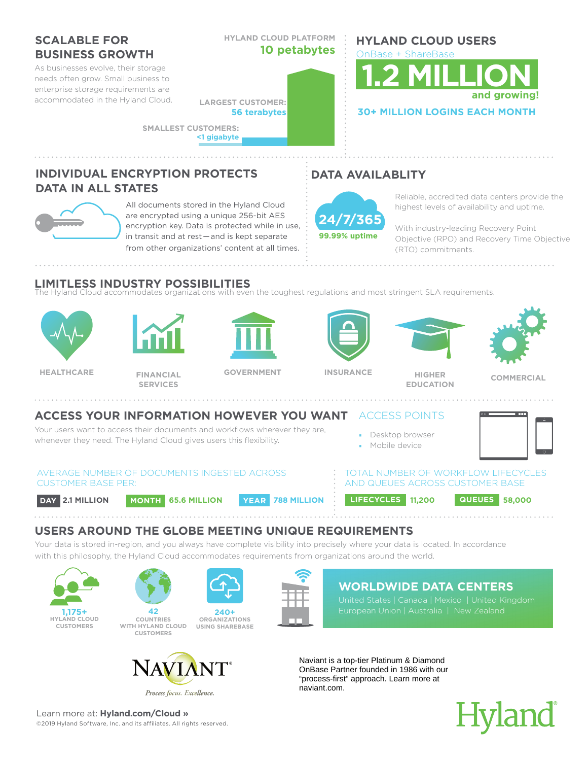## SCALABLE FOR BUSINESS GROWTH

As businesses evolve, their storage needs often grow. Small business to enterprise storage requirements are accommodated in the Hyland Cloud.

HYLAND CLOUD PLATFORM
**10 petabytes**

LARGEST CUSTOMER:
**56 terabytes**

SMALLEST CUSTOMERS:
**<1 gigabyte**

## HYLAND CLOUD USERS

OnBase + ShareBase

# 1.2 MILLION

**and growing!**

**30+ MILLION LOGINS EACH MONTH**

## INDIVIDUAL ENCRYPTION PROTECTS DATA IN ALL STATES

All documents stored in the Hyland Cloud are encrypted using a unique 256-bit AES encryption key. Data is protected while in use, in transit and at rest—and is kept separate from other organizations' content at all times.

## DATA AVAILABLITY

**24/7/365**
**99.99% uptime**

Reliable, accredited data centers provide the highest levels of availability and uptime.

With industry-leading Recovery Point Objective (RPO) and Recovery Time Objective (RTO) commitments.

## LIMITLESS INDUSTRY POSSIBILITIES

The Hyland Cloud accommodates organizations with even the toughest regulations and most stringent SLA requirements.

HEALTHCARE
FINANCIAL SERVICES
GOVERNMENT
INSURANCE
HIGHER EDUCATION
COMMERCIAL

## ACCESS YOUR INFORMATION HOWEVER YOU WANT

Your users want to access their documents and workflows wherever they are, whenever they need. The Hyland Cloud gives users this flexibility.

### ACCESS POINTS

- Desktop browser
- Mobile device

AVERAGE NUMBER OF DOCUMENTS INGESTED ACROSS CUSTOMER BASE PER:

**DAY** 2.1 MILLION **MONTH** 65.6 MILLION **YEAR** 788 MILLION

TOTAL NUMBER OF WORKFLOW LIFECYCLES AND QUEUES ACROSS CUSTOMER BASE

**LIFECYCLES** 11,200 **QUEUES** 58,000

## USERS AROUND THE GLOBE MEETING UNIQUE REQUIREMENTS

Your data is stored in-region, and you always have complete visibility into precisely where your data is located. In accordance with this philosophy, the Hyland Cloud accommodates requirements from organizations around the world.

**1,175+** HYLAND CLOUD CUSTOMERS

**42** COUNTRIES WITH HYLAND CLOUD CUSTOMERS

**240+** ORGANIZATIONS USING SHAREBASE

### WORLDWIDE DATA CENTERS

United States | Canada | Mexico | United Kingdom
European Union | Australia | New Zealand

NAVIANT®
*Process focus. Excellence.*

Naviant is a top-tier Platinum & Diamond OnBase Partner founded in 1986 with our "process-first" approach. Learn more at naviant.com.

Learn more at: **Hyland.com/Cloud »**
©2019 Hyland Software, Inc. and its affiliates. All rights reserved.

Hyland®